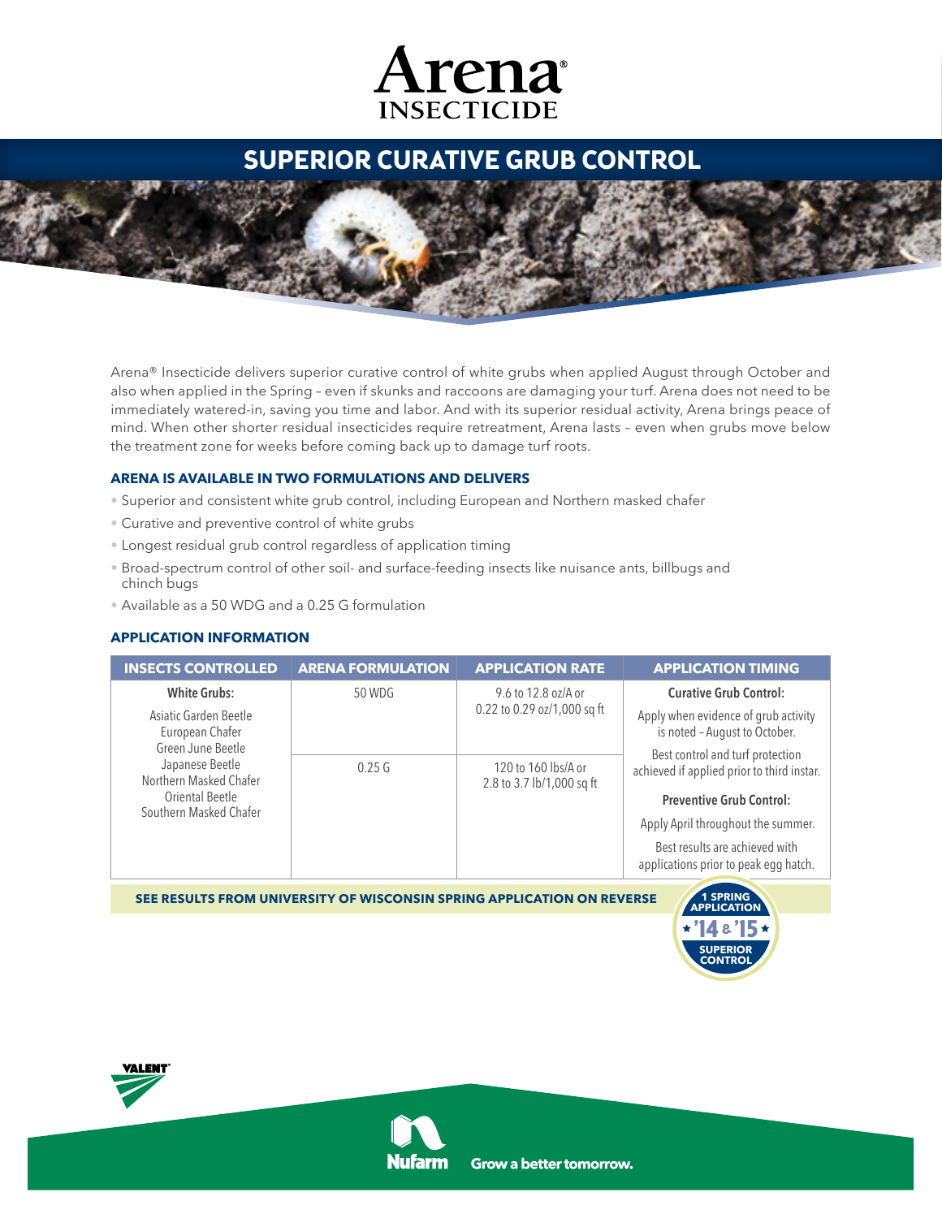# Arena® INSECTICIDE

## SUPERIOR CURATIVE GRUB CONTROL

Arena® Insecticide delivers superior curative control of white grubs when applied August through October and also when applied in the Spring – even if skunks and raccoons are damaging your turf. Arena does not need to be immediately watered-in, saving you time and labor. And with its superior residual activity, Arena brings peace of mind. When other shorter residual insecticides require retreatment, Arena lasts – even when grubs move below the treatment zone for weeks before coming back up to damage turf roots.

### ARENA IS AVAILABLE IN TWO FORMULATIONS AND DELIVERS

- Superior and consistent white grub control, including European and Northern masked chafer
- Curative and preventive control of white grubs
- Longest residual grub control regardless of application timing
- Broad-spectrum control of other soil- and surface-feeding insects like nuisance ants, billbugs and chinch bugs
- Available as a 50 WDG and a 0.25 G formulation

### APPLICATION INFORMATION

| INSECTS CONTROLLED | ARENA FORMULATION | APPLICATION RATE | APPLICATION TIMING |
|---|---|---|---|
| **White Grubs:** Asiatic Garden Beetle, European Chafer, Green June Beetle, Japanese Beetle, Northern Masked Chafer, Oriental Beetle, Southern Masked Chafer | 50 WDG | 9.6 to 12.8 oz/A or 0.22 to 0.29 oz/1,000 sq ft | **Curative Grub Control:** Apply when evidence of grub activity is noted – August to October. Best control and turf protection achieved if applied prior to third instar. |
| | 0.25 G | 120 to 160 lbs/A or 2.8 to 3.7 lb/1,000 sq ft | **Preventive Grub Control:** Apply April throughout the summer. Best results are achieved with applications prior to peak egg hatch. |

**SEE RESULTS FROM UNIVERSITY OF WISCONSIN SPRING APPLICATION ON REVERSE**

1 SPRING APPLICATION ★ '14 & '15 ★ SUPERIOR CONTROL

VALENT

Nufarm Grow a better tomorrow.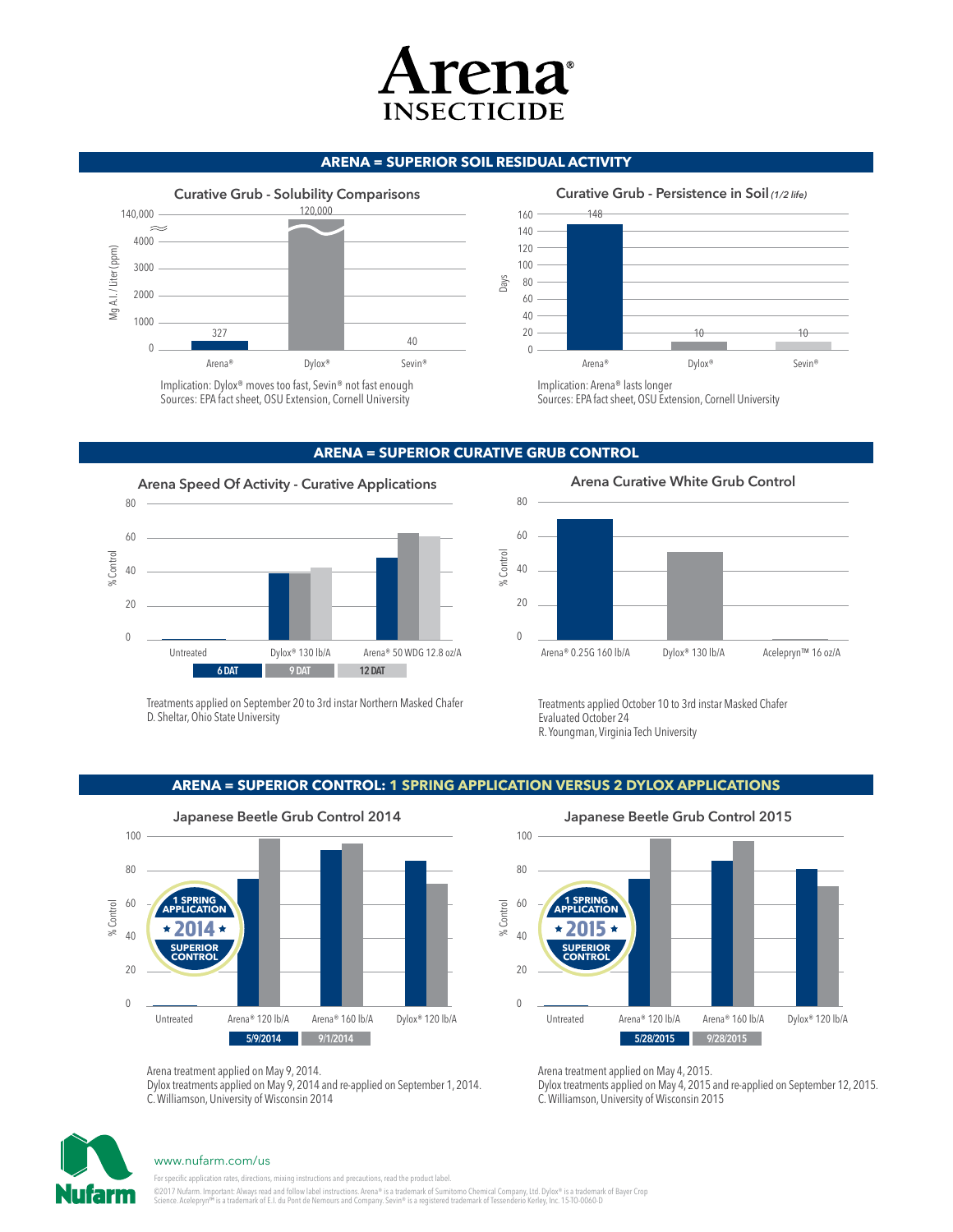# Arena® INSECTICIDE

## ARENA = SUPERIOR SOIL RESIDUAL ACTIVITY

### Curative Grub - Solubility Comparisons

Mg A.I. / Liter (ppm)

140,000
4000
3000
2000
1000
0

327
120,000
40

Arena®
Dylox®
Sevin®

Implication: Dylox® moves too fast, Sevin® not fast enough
Sources: EPA fact sheet, OSU Extension, Cornell University

### Curative Grub - Persistence in Soil *(1/2 life)*

Days

160
140
120
100
80
60
40
20
0

148
10
10

Arena®
Dylox®
Sevin®

Implication: Arena® lasts longer
Sources: EPA fact sheet, OSU Extension, Cornell University

## ARENA = SUPERIOR CURATIVE GRUB CONTROL

### Arena Speed Of Activity - Curative Applications

% Control

80
60
40
20
0

Untreated
Dylox® 130 lb/A
Arena® 50 WDG 12.8 oz/A

6 DAT
9 DAT
12 DAT

Treatments applied on September 20 to 3rd instar Northern Masked Chafer
D. Sheltar, Ohio State University

### Arena Curative White Grub Control

% Control

80
60
40
20
0

Arena® 0.25G 160 lb/A
Dylox® 130 lb/A
Acelepryn™ 16 oz/A

Treatments applied October 10 to 3rd instar Masked Chafer
Evaluated October 24
R. Youngman, Virginia Tech University

## ARENA = SUPERIOR CONTROL: 1 SPRING APPLICATION VERSUS 2 DYLOX APPLICATIONS

### Japanese Beetle Grub Control 2014

% Control

100
80
60
40
20
0

1 SPRING APPLICATION
★ 2014 ★
SUPERIOR CONTROL

Untreated
Arena® 120 lb/A
Arena® 160 lb/A
Dylox® 120 lb/A

5/9/2014
9/1/2014

Arena treatment applied on May 9, 2014.
Dylox treatments applied on May 9, 2014 and re-applied on September 1, 2014.
C. Williamson, University of Wisconsin 2014

### Japanese Beetle Grub Control 2015

% Control

100
80
60
40
20
0

1 SPRING APPLICATION
★ 2015 ★
SUPERIOR CONTROL

Untreated
Arena® 120 lb/A
Arena® 160 lb/A
Dylox® 120 lb/A

5/28/2015
9/28/2015

Arena treatment applied on May 4, 2015.
Dylox treatments applied on May 4, 2015 and re-applied on September 12, 2015.
C. Williamson, University of Wisconsin 2015

Nufarm

www.nufarm.com/us

For specific application rates, directions, mixing instructions and precautions, read the product label.

©2017 Nufarm. Important: Always read and follow label instructions. Arena® is a trademark of Sumitomo Chemical Company, Ltd. Dylox® is a trademark of Bayer Crop Science. Acelepryn™ is a trademark of E.I. du Pont de Nemours and Company. Sevin® is a registered trademark of Tessenderio Kerley, Inc. 15-TO-0060-D